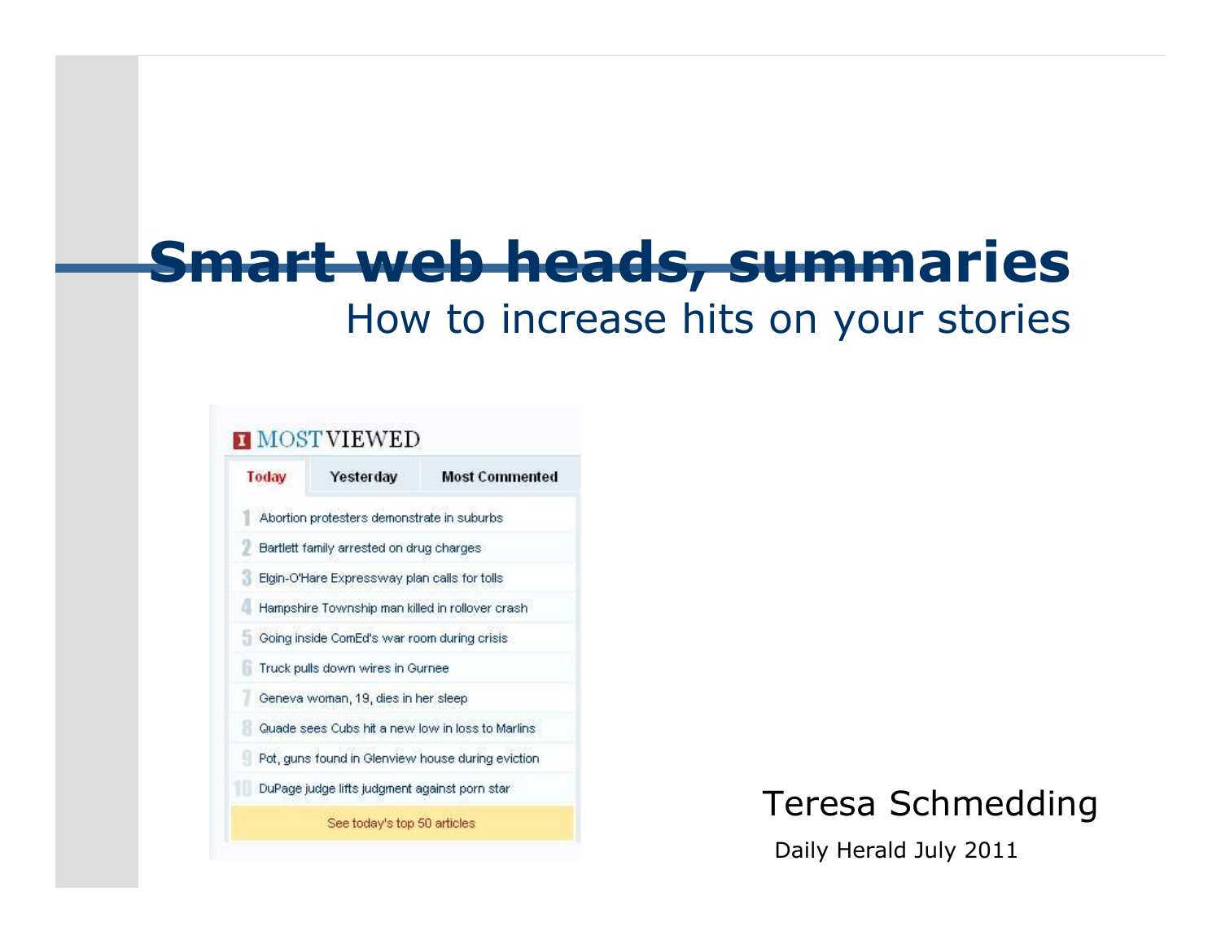# Smart web heads, summaries

## How to increase hits on your stories

**MOST VIEWED**

Today | Yesterday | Most Commented

1. Abortion protesters demonstrate in suburbs
2. Bartlett family arrested on drug charges
3. Elgin-O'Hare Expressway plan calls for tolls
4. Hampshire Township man killed in rollover crash
5. Going inside ComEd's war room during crisis
6. Truck pulls down wires in Gurnee
7. Geneva woman, 19, dies in her sleep
8. Quade sees Cubs hit a new low in loss to Marlins
9. Pot, guns found in Glenview house during eviction
10. DuPage judge lifts judgment against porn star

See today's top 50 articles

Teresa Schmedding

Daily Herald July 2011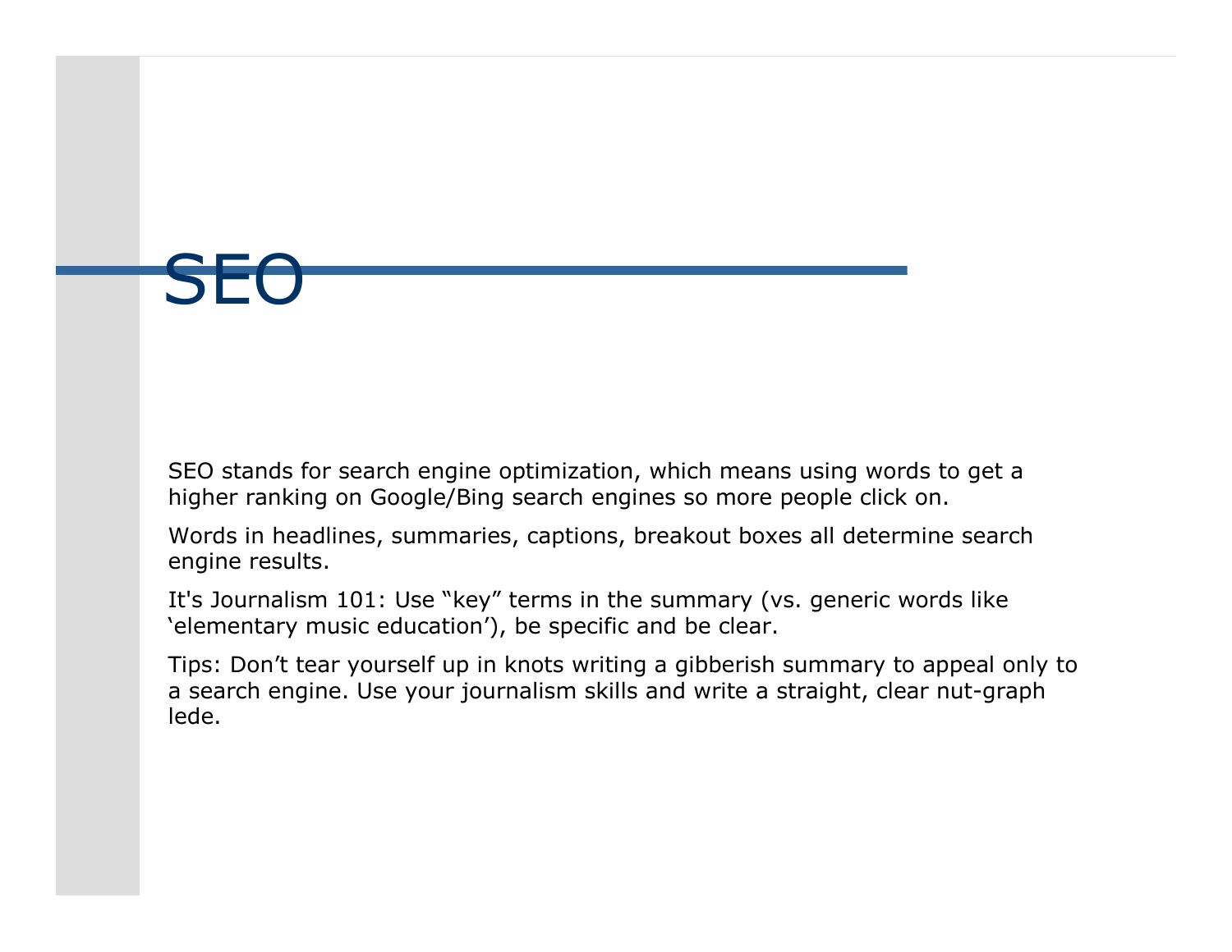# SEO

SEO stands for search engine optimization, which means using words to get a higher ranking on Google/Bing search engines so more people click on.

Words in headlines, summaries, captions, breakout boxes all determine search engine results.

It's Journalism 101: Use “key” terms in the summary (vs. generic words like ‘elementary music education’), be specific and be clear.

Tips: Don’t tear yourself up in knots writing a gibberish summary to appeal only to a search engine. Use your journalism skills and write a straight, clear nut-graph lede.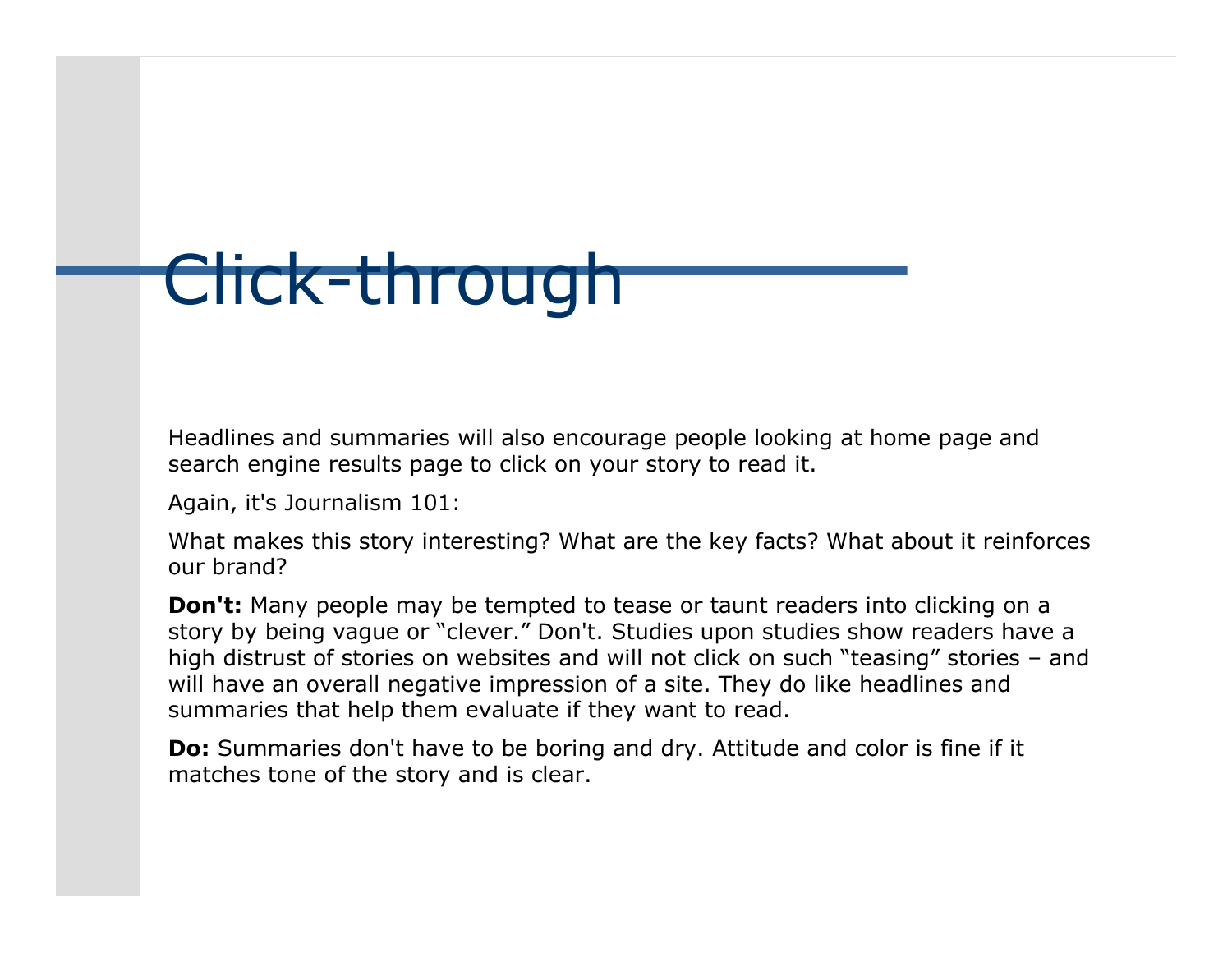# Click-through

Headlines and summaries will also encourage people looking at home page and search engine results page to click on your story to read it.

Again, it's Journalism 101:

What makes this story interesting? What are the key facts? What about it reinforces our brand?

**Don't:** Many people may be tempted to tease or taunt readers into clicking on a story by being vague or "clever." Don't. Studies upon studies show readers have a high distrust of stories on websites and will not click on such "teasing" stories – and will have an overall negative impression of a site. They do like headlines and summaries that help them evaluate if they want to read.

**Do:** Summaries don't have to be boring and dry. Attitude and color is fine if it matches tone of the story and is clear.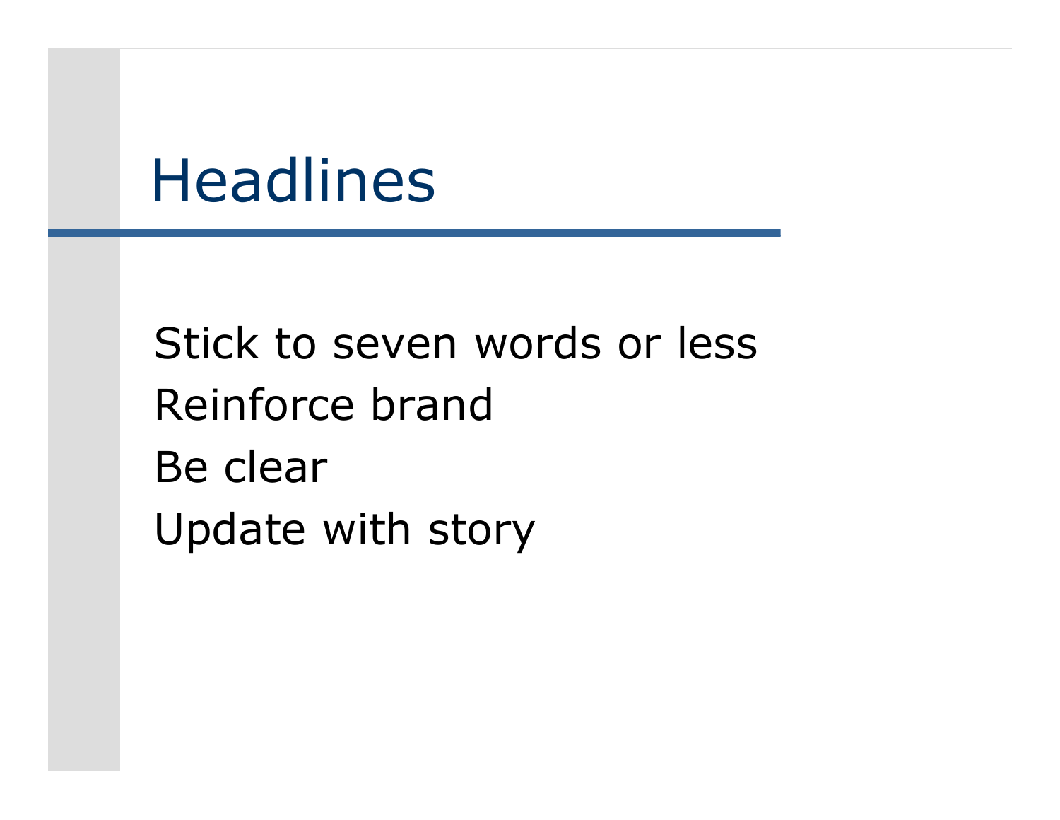# Headlines

- Stick to seven words or less
- Reinforce brand
- Be clear
- Update with story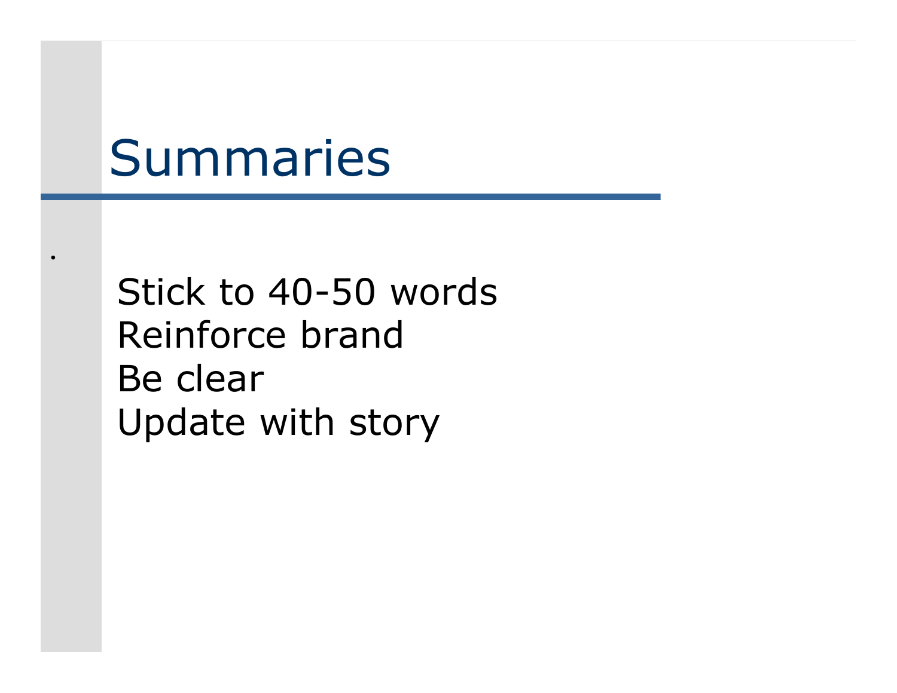# Summaries

- Stick to 40-50 words
  Reinforce brand
  Be clear
  Update with story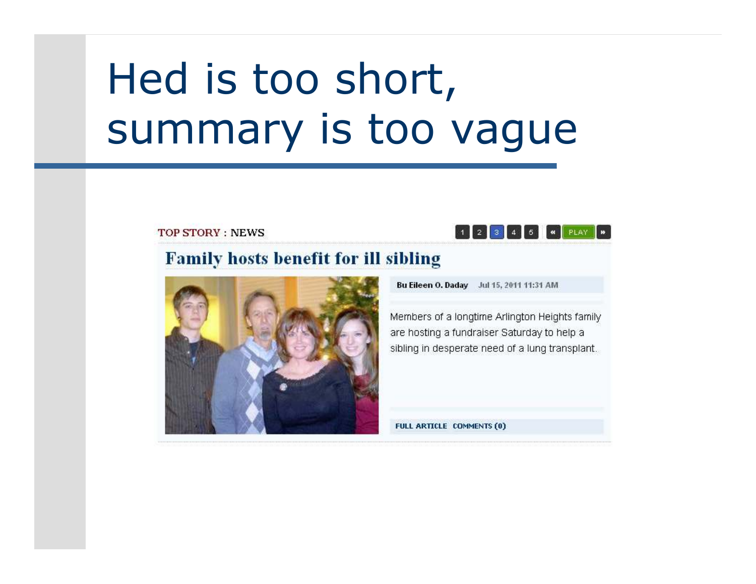# Hed is too short, summary is too vague

TOP STORY : NEWS

1 2 3 4 5 PLAY

## Family hosts benefit for ill sibling

Bu Eileen O. Daday Jul 15, 2011 11:31 AM

Members of a longtime Arlington Heights family are hosting a fundraiser Saturday to help a sibling in desperate need of a lung transplant.

FULL ARTICLE COMMENTS (0)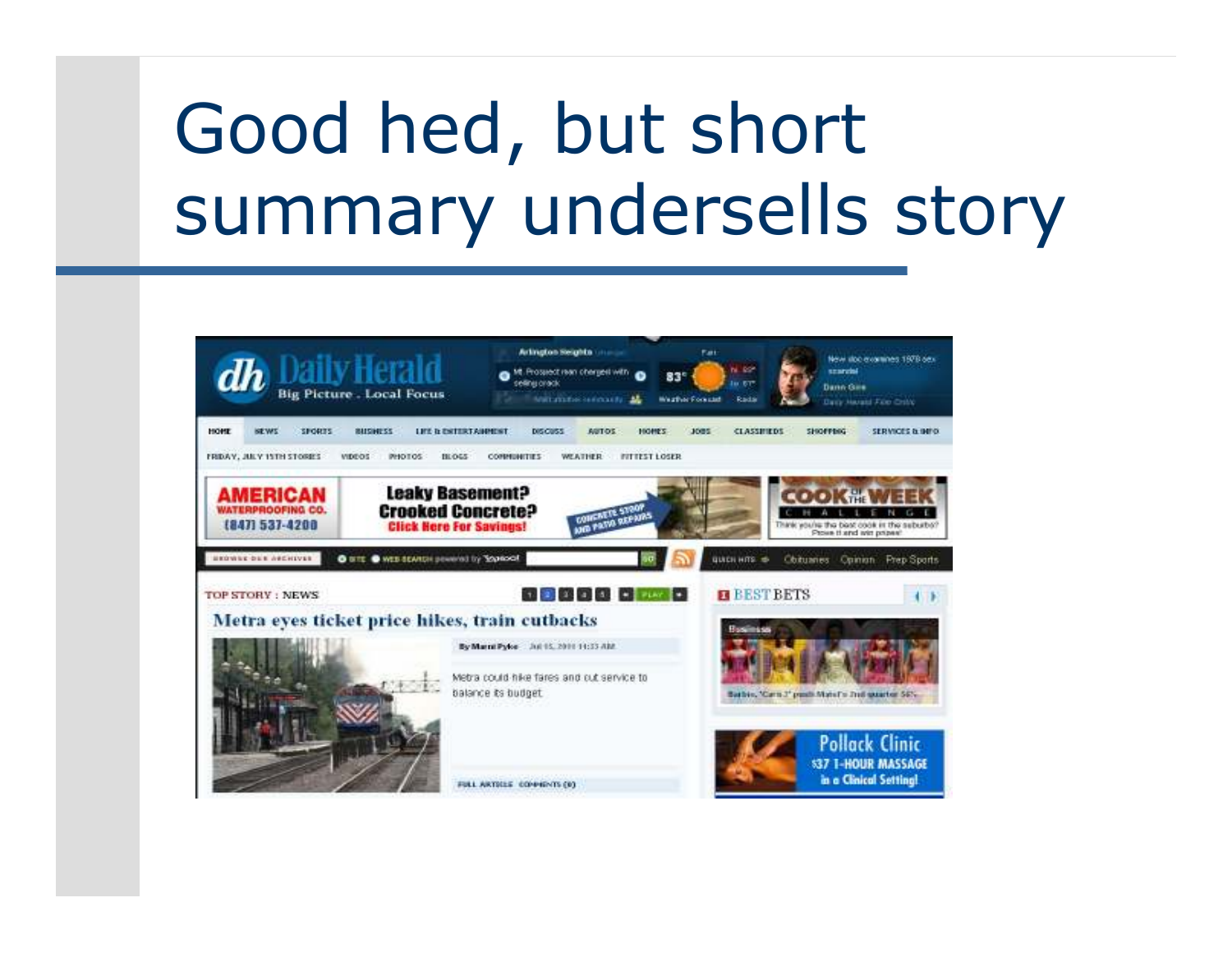# Good hed, but short summary undersells story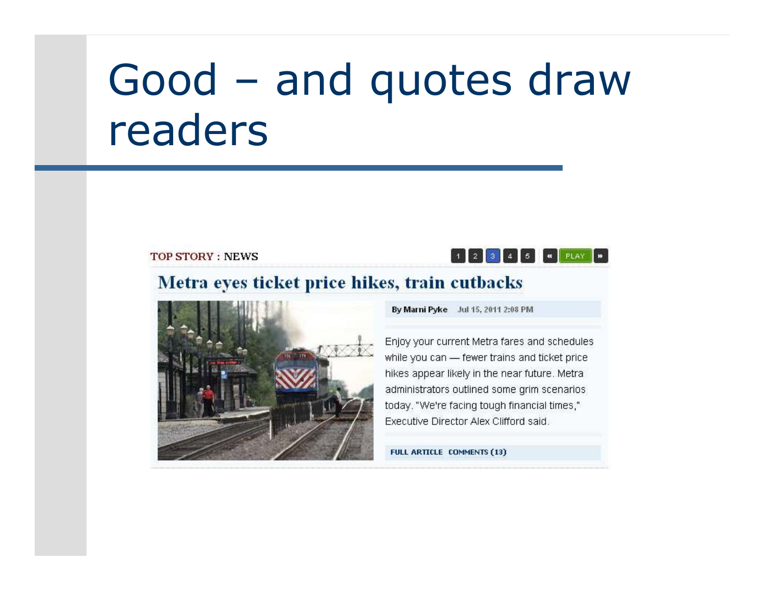# Good – and quotes draw readers

TOP STORY : NEWS

1 2 3 4 5 « PLAY »

## Metra eyes ticket price hikes, train cutbacks

By Marni Pyke Jul 15, 2011 2:08 PM

Enjoy your current Metra fares and schedules while you can — fewer trains and ticket price hikes appear likely in the near future. Metra administrators outlined some grim scenarios today. "We're facing tough financial times," Executive Director Alex Clifford said.

FULL ARTICLE COMMENTS (13)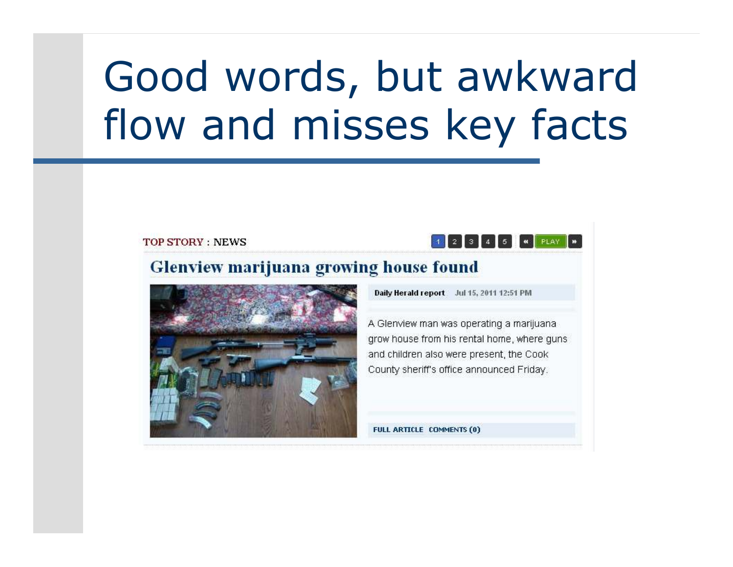# Good words, but awkward flow and misses key facts

TOP STORY : NEWS

1 2 3 4 5 PLAY

## Glenview marijuana growing house found

Daily Herald report Jul 15, 2011 12:51 PM

A Glenview man was operating a marijuana grow house from his rental home, where guns and children also were present, the Cook County sheriff's office announced Friday.

FULL ARTICLE COMMENTS (0)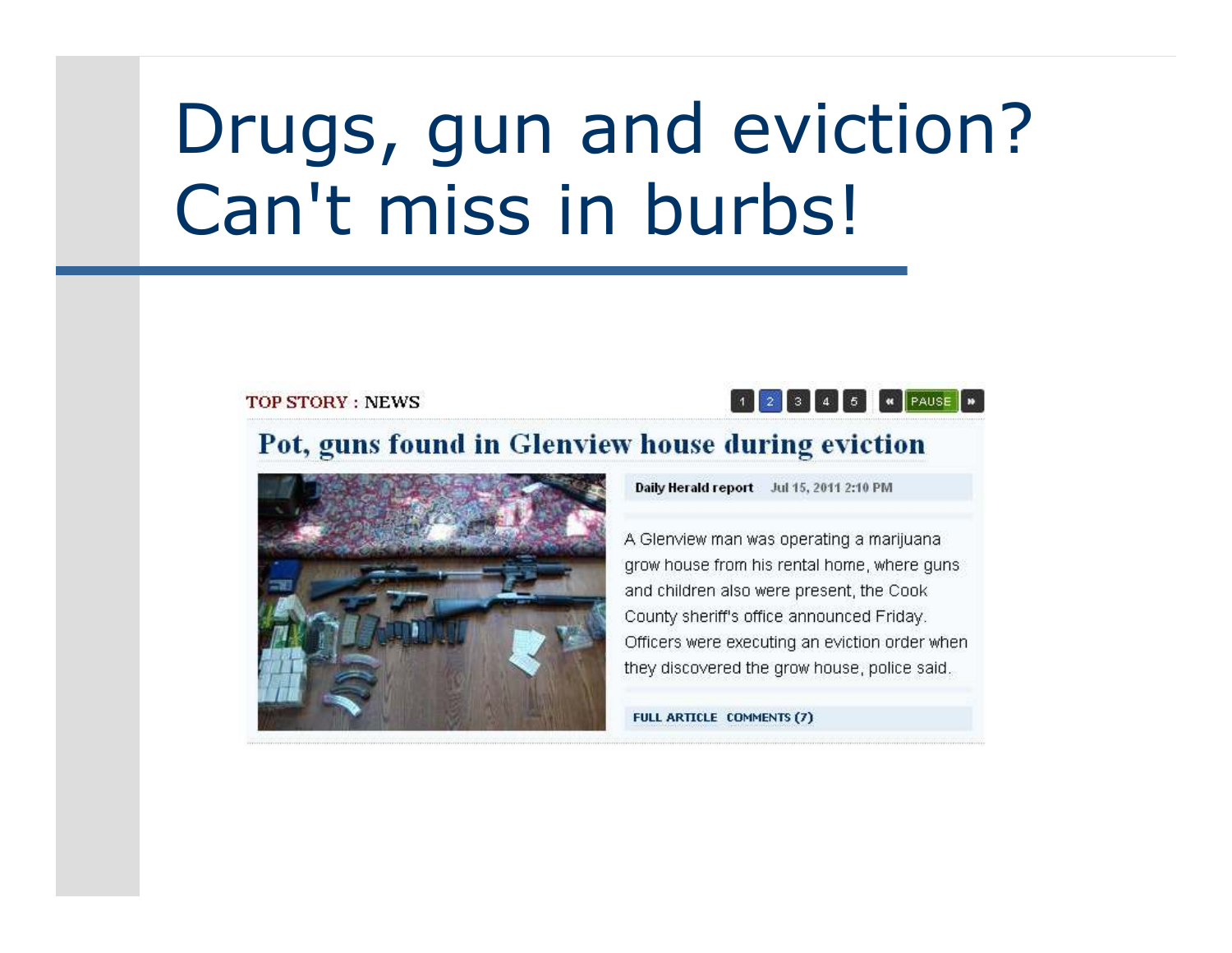# Drugs, gun and eviction? Can't miss in burbs!

TOP STORY : NEWS

1 2 3 4 5 « PAUSE »

## Pot, guns found in Glenview house during eviction

Daily Herald report Jul 15, 2011 2:10 PM

A Glenview man was operating a marijuana grow house from his rental home, where guns and children also were present, the Cook County sheriff's office announced Friday. Officers were executing an eviction order when they discovered the grow house, police said.

FULL ARTICLE COMMENTS (7)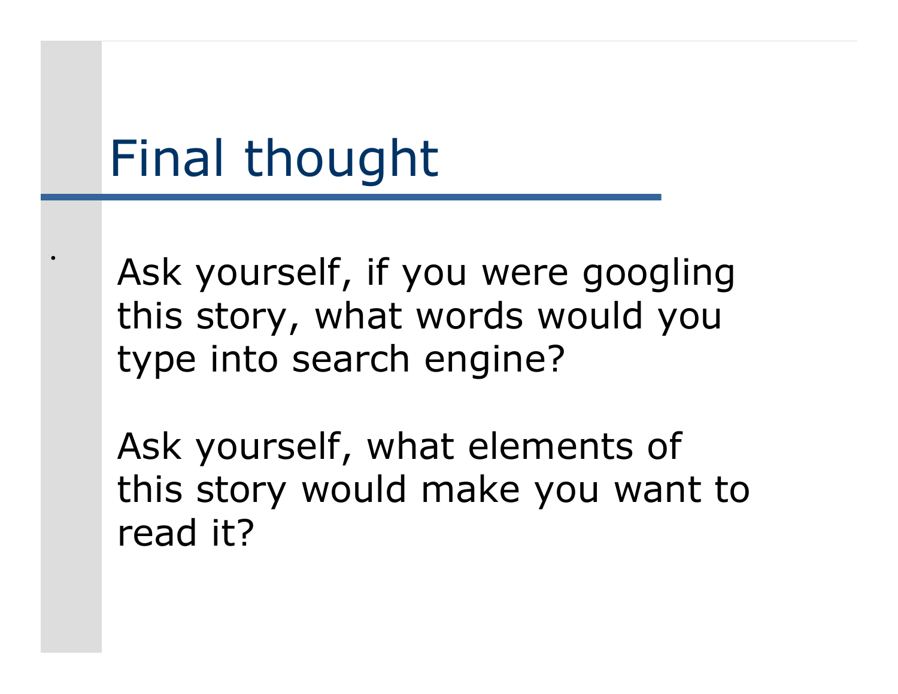# Final thought

Ask yourself, if you were googling this story, what words would you type into search engine?

Ask yourself, what elements of this story would make you want to read it?